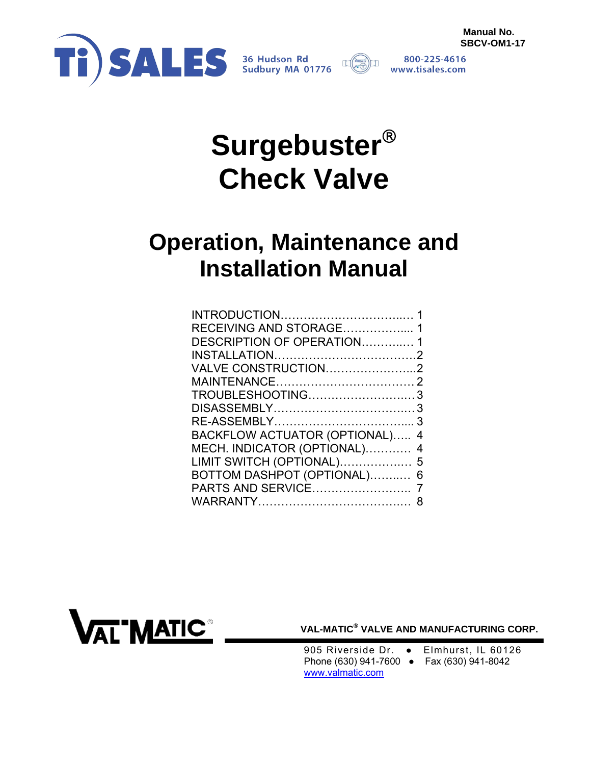Manual No.
SBCV-OM1-17

Ti SALES 36 Hudson Rd Sudbury MA 01776 800-225-4616 www.tisales.com

# Surgebuster® Check Valve

## Operation, Maintenance and Installation Manual

| | |
|---|---|
| INTRODUCTION | 1 |
| RECEIVING AND STORAGE | 1 |
| DESCRIPTION OF OPERATION | 1 |
| INSTALLATION | 2 |
| VALVE CONSTRUCTION | 2 |
| MAINTENANCE | 2 |
| TROUBLESHOOTING | 3 |
| DISASSEMBLY | 3 |
| RE-ASSEMBLY | 3 |
| BACKFLOW ACTUATOR (OPTIONAL) | 4 |
| MECH. INDICATOR (OPTIONAL) | 4 |
| LIMIT SWITCH (OPTIONAL) | 5 |
| BOTTOM DASHPOT (OPTIONAL) | 6 |
| PARTS AND SERVICE | 7 |
| WARRANTY | 8 |

VAL-MATIC

**VAL-MATIC® VALVE AND MANUFACTURING CORP.**

905 Riverside Dr. ● Elmhurst, IL 60126
Phone (630) 941-7600 ● Fax (630) 941-8042
www.valmatic.com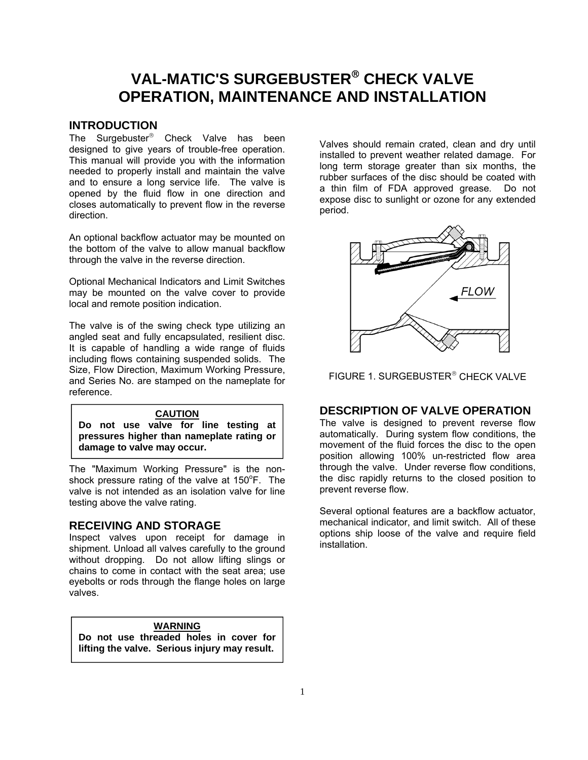# VAL-MATIC'S SURGEBUSTER® CHECK VALVE OPERATION, MAINTENANCE AND INSTALLATION

## INTRODUCTION

The Surgebuster® Check Valve has been designed to give years of trouble-free operation. This manual will provide you with the information needed to properly install and maintain the valve and to ensure a long service life. The valve is opened by the fluid flow in one direction and closes automatically to prevent flow in the reverse direction.

An optional backflow actuator may be mounted on the bottom of the valve to allow manual backflow through the valve in the reverse direction.

Optional Mechanical Indicators and Limit Switches may be mounted on the valve cover to provide local and remote position indication.

The valve is of the swing check type utilizing an angled seat and fully encapsulated, resilient disc. It is capable of handling a wide range of fluids including flows containing suspended solids. The Size, Flow Direction, Maximum Working Pressure, and Series No. are stamped on the nameplate for reference.

> **CAUTION**
>
> **Do not use valve for line testing at pressures higher than nameplate rating or damage to valve may occur.**

The "Maximum Working Pressure" is the non-shock pressure rating of the valve at 150°F. The valve is not intended as an isolation valve for line testing above the valve rating.

## RECEIVING AND STORAGE

Inspect valves upon receipt for damage in shipment. Unload all valves carefully to the ground without dropping. Do not allow lifting slings or chains to come in contact with the seat area; use eyebolts or rods through the flange holes on large valves.

> **WARNING**
>
> **Do not use threaded holes in cover for lifting the valve. Serious injury may result.**

Valves should remain crated, clean and dry until installed to prevent weather related damage. For long term storage greater than six months, the rubber surfaces of the disc should be coated with a thin film of FDA approved grease. Do not expose disc to sunlight or ozone for any extended period.

FLOW

FIGURE 1. SURGEBUSTER® CHECK VALVE

## DESCRIPTION OF VALVE OPERATION

The valve is designed to prevent reverse flow automatically. During system flow conditions, the movement of the fluid forces the disc to the open position allowing 100% un-restricted flow area through the valve. Under reverse flow conditions, the disc rapidly returns to the closed position to prevent reverse flow.

Several optional features are a backflow actuator, mechanical indicator, and limit switch. All of these options ship loose of the valve and require field installation.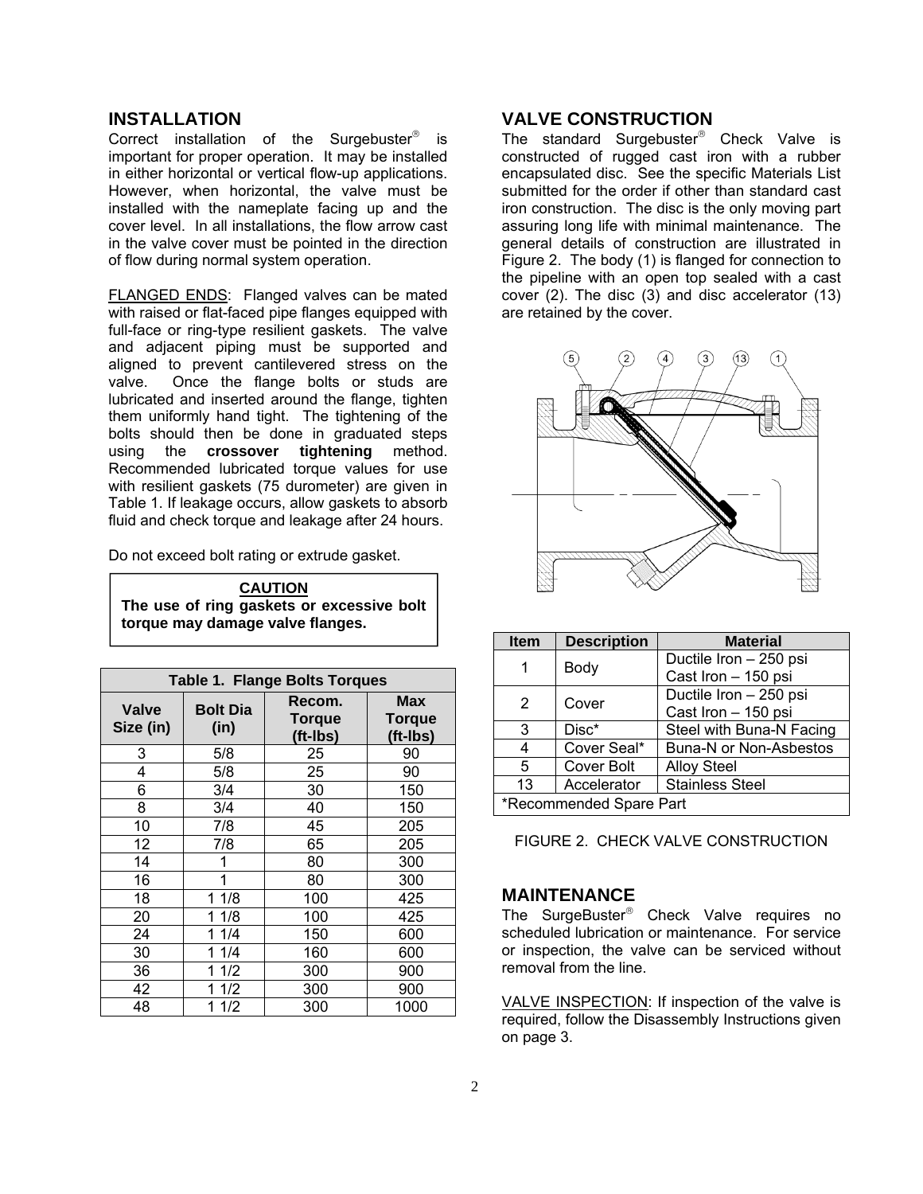## INSTALLATION

Correct installation of the Surgebuster® is important for proper operation. It may be installed in either horizontal or vertical flow-up applications. However, when horizontal, the valve must be installed with the nameplate facing up and the cover level. In all installations, the flow arrow cast in the valve cover must be pointed in the direction of flow during normal system operation.

FLANGED ENDS: Flanged valves can be mated with raised or flat-faced pipe flanges equipped with full-face or ring-type resilient gaskets. The valve and adjacent piping must be supported and aligned to prevent cantilevered stress on the valve. Once the flange bolts or studs are lubricated and inserted around the flange, tighten them uniformly hand tight. The tightening of the bolts should then be done in graduated steps using the **crossover tightening** method. Recommended lubricated torque values for use with resilient gaskets (75 durometer) are given in Table 1. If leakage occurs, allow gaskets to absorb fluid and check torque and leakage after 24 hours.

Do not exceed bolt rating or extrude gasket.

> **CAUTION**
> **The use of ring gaskets or excessive bolt torque may damage valve flanges.**

**Table 1. Flange Bolts Torques**

| Valve Size (in) | Bolt Dia (in) | Recom. Torque (ft-lbs) | Max Torque (ft-lbs) |
|---|---|---|---|
| 3 | 5/8 | 25 | 90 |
| 4 | 5/8 | 25 | 90 |
| 6 | 3/4 | 30 | 150 |
| 8 | 3/4 | 40 | 150 |
| 10 | 7/8 | 45 | 205 |
| 12 | 7/8 | 65 | 205 |
| 14 | 1 | 80 | 300 |
| 16 | 1 | 80 | 300 |
| 18 | 1 1/8 | 100 | 425 |
| 20 | 1 1/8 | 100 | 425 |
| 24 | 1 1/4 | 150 | 600 |
| 30 | 1 1/4 | 160 | 600 |
| 36 | 1 1/2 | 300 | 900 |
| 42 | 1 1/2 | 300 | 900 |
| 48 | 1 1/2 | 300 | 1000 |

## VALVE CONSTRUCTION

The standard Surgebuster® Check Valve is constructed of rugged cast iron with a rubber encapsulated disc. See the specific Materials List submitted for the order if other than standard cast iron construction. The disc is the only moving part assuring long life with minimal maintenance. The general details of construction are illustrated in Figure 2. The body (1) is flanged for connection to the pipeline with an open top sealed with a cast cover (2). The disc (3) and disc accelerator (13) are retained by the cover.

| Item | Description | Material |
|---|---|---|
| 1 | Body | Ductile Iron – 250 psi<br>Cast Iron – 150 psi |
| 2 | Cover | Ductile Iron – 250 psi<br>Cast Iron – 150 psi |
| 3 | Disc* | Steel with Buna-N Facing |
| 4 | Cover Seal* | Buna-N or Non-Asbestos |
| 5 | Cover Bolt | Alloy Steel |
| 13 | Accelerator | Stainless Steel |
| *Recommended Spare Part | | |

FIGURE 2. CHECK VALVE CONSTRUCTION

## MAINTENANCE

The SurgeBuster® Check Valve requires no scheduled lubrication or maintenance. For service or inspection, the valve can be serviced without removal from the line.

VALVE INSPECTION: If inspection of the valve is required, follow the Disassembly Instructions given on page 3.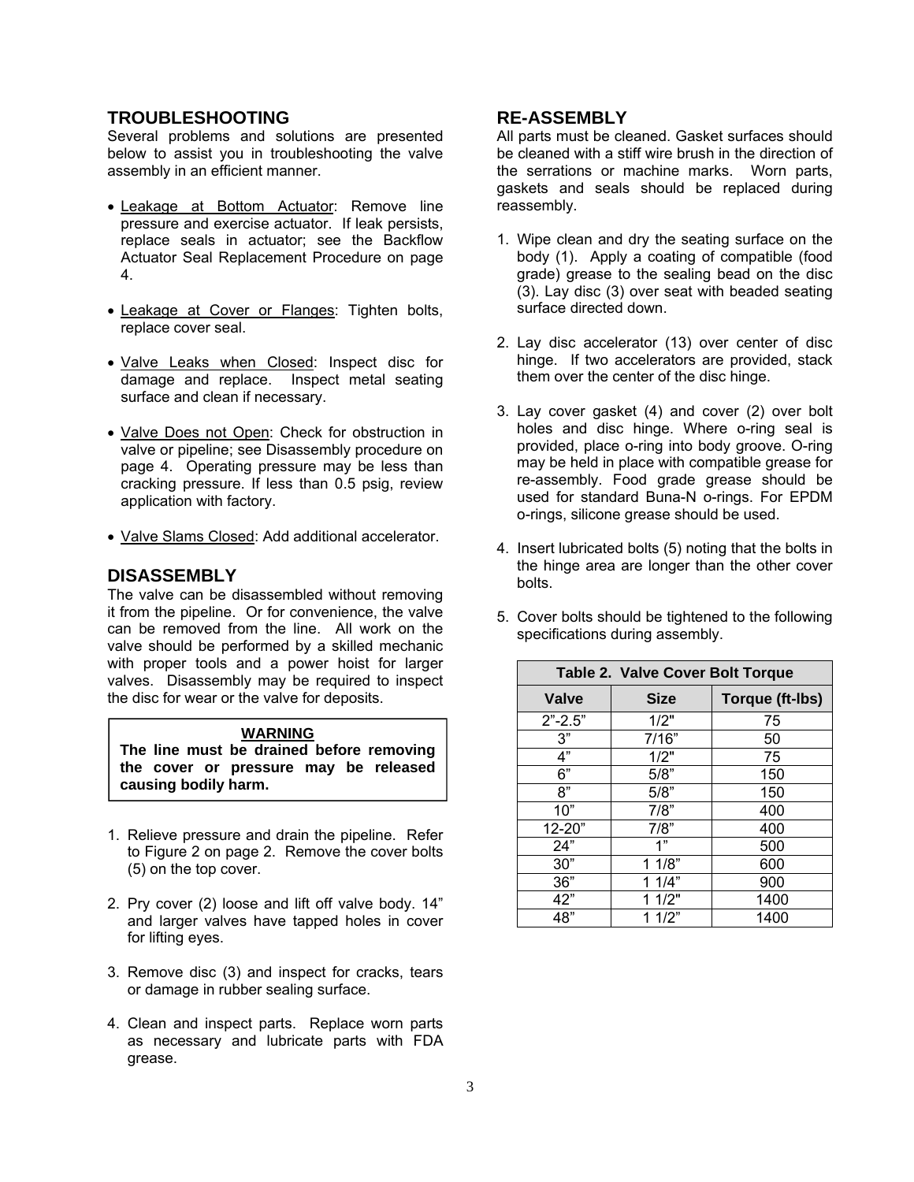## TROUBLESHOOTING

Several problems and solutions are presented below to assist you in troubleshooting the valve assembly in an efficient manner.

- Leakage at Bottom Actuator: Remove line pressure and exercise actuator. If leak persists, replace seals in actuator; see the Backflow Actuator Seal Replacement Procedure on page 4.
- Leakage at Cover or Flanges: Tighten bolts, replace cover seal.
- Valve Leaks when Closed: Inspect disc for damage and replace. Inspect metal seating surface and clean if necessary.
- Valve Does not Open: Check for obstruction in valve or pipeline; see Disassembly procedure on page 4. Operating pressure may be less than cracking pressure. If less than 0.5 psig, review application with factory.
- Valve Slams Closed: Add additional accelerator.

## DISASSEMBLY

The valve can be disassembled without removing it from the pipeline. Or for convenience, the valve can be removed from the line. All work on the valve should be performed by a skilled mechanic with proper tools and a power hoist for larger valves. Disassembly may be required to inspect the disc for wear or the valve for deposits.

**WARNING**
**The line must be drained before removing the cover or pressure may be released causing bodily harm.**

1. Relieve pressure and drain the pipeline. Refer to Figure 2 on page 2. Remove the cover bolts (5) on the top cover.
2. Pry cover (2) loose and lift off valve body. 14” and larger valves have tapped holes in cover for lifting eyes.
3. Remove disc (3) and inspect for cracks, tears or damage in rubber sealing surface.
4. Clean and inspect parts. Replace worn parts as necessary and lubricate parts with FDA grease.

## RE-ASSEMBLY

All parts must be cleaned. Gasket surfaces should be cleaned with a stiff wire brush in the direction of the serrations or machine marks. Worn parts, gaskets and seals should be replaced during reassembly.

1. Wipe clean and dry the seating surface on the body (1). Apply a coating of compatible (food grade) grease to the sealing bead on the disc (3). Lay disc (3) over seat with beaded seating surface directed down.
2. Lay disc accelerator (13) over center of disc hinge. If two accelerators are provided, stack them over the center of the disc hinge.
3. Lay cover gasket (4) and cover (2) over bolt holes and disc hinge. Where o-ring seal is provided, place o-ring into body groove. O-ring may be held in place with compatible grease for re-assembly. Food grade grease should be used for standard Buna-N o-rings. For EPDM o-rings, silicone grease should be used.
4. Insert lubricated bolts (5) noting that the bolts in the hinge area are longer than the other cover bolts.
5. Cover bolts should be tightened to the following specifications during assembly.

**Table 2. Valve Cover Bolt Torque**

| Valve | Size | Torque (ft-lbs) |
|---|---|---|
| 2”-2.5” | 1/2" | 75 |
| 3” | 7/16” | 50 |
| 4” | 1/2" | 75 |
| 6” | 5/8” | 150 |
| 8” | 5/8” | 150 |
| 10” | 7/8” | 400 |
| 12-20” | 7/8” | 400 |
| 24” | 1” | 500 |
| 30” | 1 1/8” | 600 |
| 36” | 1 1/4” | 900 |
| 42” | 1 1/2" | 1400 |
| 48” | 1 1/2” | 1400 |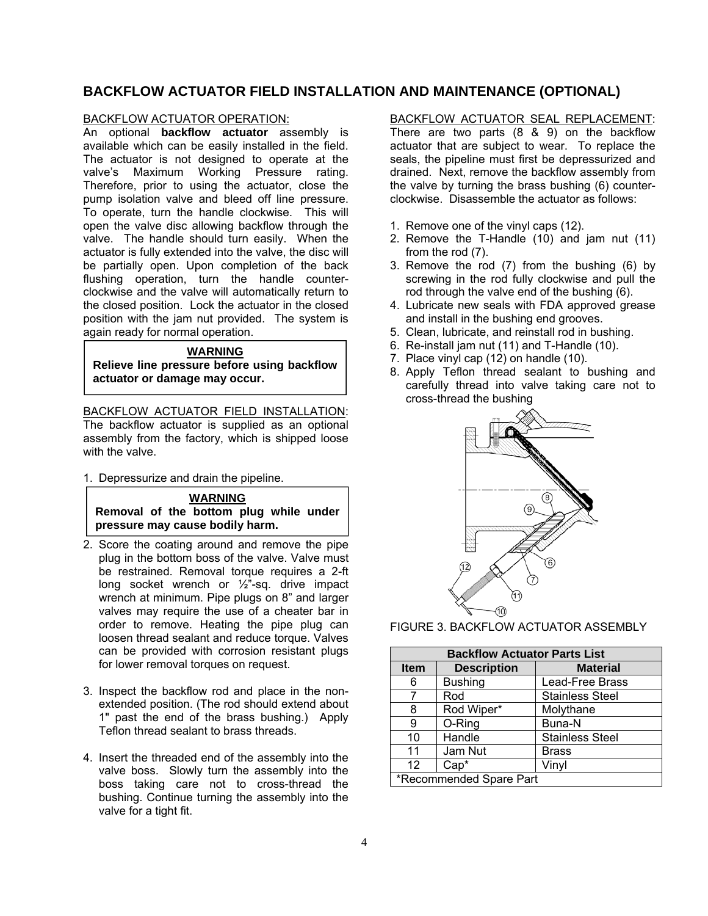## BACKFLOW ACTUATOR FIELD INSTALLATION AND MAINTENANCE (OPTIONAL)

BACKFLOW ACTUATOR OPERATION:

An optional **backflow actuator** assembly is available which can be easily installed in the field. The actuator is not designed to operate at the valve's Maximum Working Pressure rating. Therefore, prior to using the actuator, close the pump isolation valve and bleed off line pressure. To operate, turn the handle clockwise. This will open the valve disc allowing backflow through the valve. The handle should turn easily. When the actuator is fully extended into the valve, the disc will be partially open. Upon completion of the back flushing operation, turn the handle counter-clockwise and the valve will automatically return to the closed position. Lock the actuator in the closed position with the jam nut provided. The system is again ready for normal operation.

> **WARNING**
> **Relieve line pressure before using backflow actuator or damage may occur.**

BACKFLOW ACTUATOR FIELD INSTALLATION:

The backflow actuator is supplied as an optional assembly from the factory, which is shipped loose with the valve.

1. Depressurize and drain the pipeline.

> **WARNING**
> **Removal of the bottom plug while under pressure may cause bodily harm.**

2. Score the coating around and remove the pipe plug in the bottom boss of the valve. Valve must be restrained. Removal torque requires a 2-ft long socket wrench or ½"-sq. drive impact wrench at minimum. Pipe plugs on 8" and larger valves may require the use of a cheater bar in order to remove. Heating the pipe plug can loosen thread sealant and reduce torque. Valves can be provided with corrosion resistant plugs for lower removal torques on request.

3. Inspect the backflow rod and place in the non-extended position. (The rod should extend about 1" past the end of the brass bushing.) Apply Teflon thread sealant to brass threads.

4. Insert the threaded end of the assembly into the valve boss. Slowly turn the assembly into the boss taking care not to cross-thread the bushing. Continue turning the assembly into the valve for a tight fit.

BACKFLOW ACTUATOR SEAL REPLACEMENT:

There are two parts (8 & 9) on the backflow actuator that are subject to wear. To replace the seals, the pipeline must first be depressurized and drained. Next, remove the backflow assembly from the valve by turning the brass bushing (6) counter-clockwise. Disassemble the actuator as follows:

1. Remove one of the vinyl caps (12).
2. Remove the T-Handle (10) and jam nut (11) from the rod (7).
3. Remove the rod (7) from the bushing (6) by screwing in the rod fully clockwise and pull the rod through the valve end of the bushing (6).
4. Lubricate new seals with FDA approved grease and install in the bushing end grooves.
5. Clean, lubricate, and reinstall rod in bushing.
6. Re-install jam nut (11) and T-Handle (10).
7. Place vinyl cap (12) on handle (10).
8. Apply Teflon thread sealant to bushing and carefully thread into valve taking care not to cross-thread the bushing

FIGURE 3. BACKFLOW ACTUATOR ASSEMBLY

| Backflow Actuator Parts List | | |
|---|---|---|
| **Item** | **Description** | **Material** |
| 6 | Bushing | Lead-Free Brass |
| 7 | Rod | Stainless Steel |
| 8 | Rod Wiper* | Molythane |
| 9 | O-Ring | Buna-N |
| 10 | Handle | Stainless Steel |
| 11 | Jam Nut | Brass |
| 12 | Cap* | Vinyl |

*Recommended Spare Part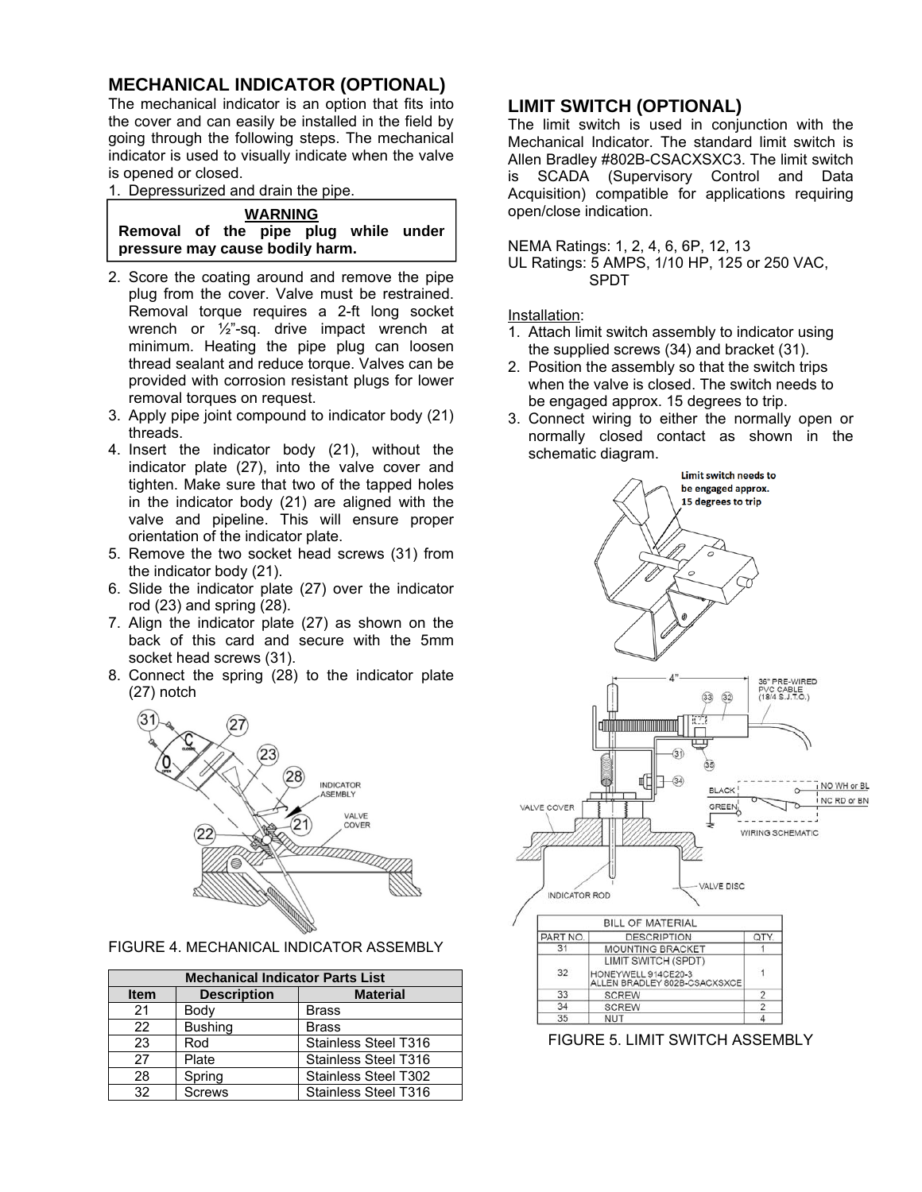## MECHANICAL INDICATOR (OPTIONAL)

The mechanical indicator is an option that fits into the cover and can easily be installed in the field by going through the following steps. The mechanical indicator is used to visually indicate when the valve is opened or closed.

1. Depressurized and drain the pipe.

> **WARNING**
>
> **Removal of the pipe plug while under pressure may cause bodily harm.**

2. Score the coating around and remove the pipe plug from the cover. Valve must be restrained. Removal torque requires a 2-ft long socket wrench or ½"-sq. drive impact wrench at minimum. Heating the pipe plug can loosen thread sealant and reduce torque. Valves can be provided with corrosion resistant plugs for lower removal torques on request.
3. Apply pipe joint compound to indicator body (21) threads.
4. Insert the indicator body (21), without the indicator plate (27), into the valve cover and tighten. Make sure that two of the tapped holes in the indicator body (21) are aligned with the valve and pipeline. This will ensure proper orientation of the indicator plate.
5. Remove the two socket head screws (31) from the indicator body (21).
6. Slide the indicator plate (27) over the indicator rod (23) and spring (28).
7. Align the indicator plate (27) as shown on the back of this card and secure with the 5mm socket head screws (31).
8. Connect the spring (28) to the indicator plate (27) notch

FIGURE 4. MECHANICAL INDICATOR ASSEMBLY

| Mechanical Indicator Parts List | | |
|---|---|---|
| **Item** | **Description** | **Material** |
| 21 | Body | Brass |
| 22 | Bushing | Brass |
| 23 | Rod | Stainless Steel T316 |
| 27 | Plate | Stainless Steel T316 |
| 28 | Spring | Stainless Steel T302 |
| 32 | Screws | Stainless Steel T316 |

## LIMIT SWITCH (OPTIONAL)

The limit switch is used in conjunction with the Mechanical Indicator. The standard limit switch is Allen Bradley #802B-CSACXSXC3. The limit switch is SCADA (Supervisory Control and Data Acquisition) compatible for applications requiring open/close indication.

NEMA Ratings: 1, 2, 4, 6, 6P, 12, 13
UL Ratings: 5 AMPS, 1/10 HP, 125 or 250 VAC, SPDT

Installation:

1. Attach limit switch assembly to indicator using the supplied screws (34) and bracket (31).
2. Position the assembly so that the switch trips when the valve is closed. The switch needs to be engaged approx. 15 degrees to trip.
3. Connect wiring to either the normally open or normally closed contact as shown in the schematic diagram.

| BILL OF MATERIAL | | |
|---|---|---|
| PART NO. | DESCRIPTION | QTY. |
| 31 | MOUNTING BRACKET | 1 |
| 32 | LIMIT SWITCH (SPDT) HONEYWELL 914CE20-3 ALLEN BRADLEY 802B-CSACXSXCE | 1 |
| 33 | SCREW | 2 |
| 34 | SCREW | 2 |
| 35 | NUT | 4 |

FIGURE 5. LIMIT SWITCH ASSEMBLY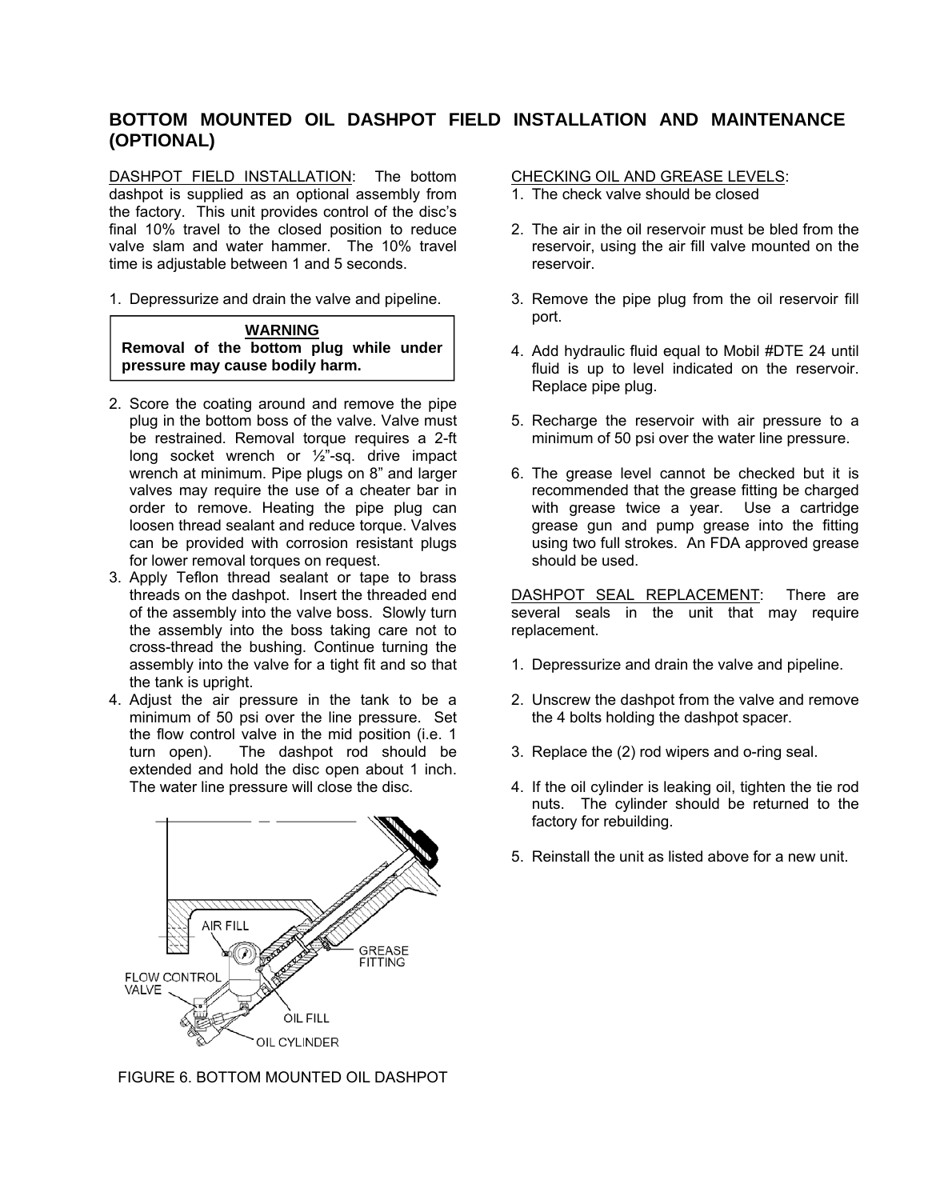## BOTTOM MOUNTED OIL DASHPOT FIELD INSTALLATION AND MAINTENANCE (OPTIONAL)

DASHPOT FIELD INSTALLATION: The bottom dashpot is supplied as an optional assembly from the factory. This unit provides control of the disc's final 10% travel to the closed position to reduce valve slam and water hammer. The 10% travel time is adjustable between 1 and 5 seconds.

1. Depressurize and drain the valve and pipeline.

> **WARNING**
> **Removal of the bottom plug while under pressure may cause bodily harm.**

2. Score the coating around and remove the pipe plug in the bottom boss of the valve. Valve must be restrained. Removal torque requires a 2-ft long socket wrench or ½"-sq. drive impact wrench at minimum. Pipe plugs on 8" and larger valves may require the use of a cheater bar in order to remove. Heating the pipe plug can loosen thread sealant and reduce torque. Valves can be provided with corrosion resistant plugs for lower removal torques on request.
3. Apply Teflon thread sealant or tape to brass threads on the dashpot. Insert the threaded end of the assembly into the valve boss. Slowly turn the assembly into the boss taking care not to cross-thread the bushing. Continue turning the assembly into the valve for a tight fit and so that the tank is upright.
4. Adjust the air pressure in the tank to be a minimum of 50 psi over the line pressure. Set the flow control valve in the mid position (i.e. 1 turn open). The dashpot rod should be extended and hold the disc open about 1 inch. The water line pressure will close the disc.

AIR FILL
GREASE FITTING
FLOW CONTROL VALVE
OIL FILL
OIL CYLINDER

FIGURE 6. BOTTOM MOUNTED OIL DASHPOT

CHECKING OIL AND GREASE LEVELS:

1. The check valve should be closed
2. The air in the oil reservoir must be bled from the reservoir, using the air fill valve mounted on the reservoir.
3. Remove the pipe plug from the oil reservoir fill port.
4. Add hydraulic fluid equal to Mobil #DTE 24 until fluid is up to level indicated on the reservoir. Replace pipe plug.
5. Recharge the reservoir with air pressure to a minimum of 50 psi over the water line pressure.
6. The grease level cannot be checked but it is recommended that the grease fitting be charged with grease twice a year. Use a cartridge grease gun and pump grease into the fitting using two full strokes. An FDA approved grease should be used.

DASHPOT SEAL REPLACEMENT: There are several seals in the unit that may require replacement.

1. Depressurize and drain the valve and pipeline.
2. Unscrew the dashpot from the valve and remove the 4 bolts holding the dashpot spacer.
3. Replace the (2) rod wipers and o-ring seal.
4. If the oil cylinder is leaking oil, tighten the tie rod nuts. The cylinder should be returned to the factory for rebuilding.
5. Reinstall the unit as listed above for a new unit.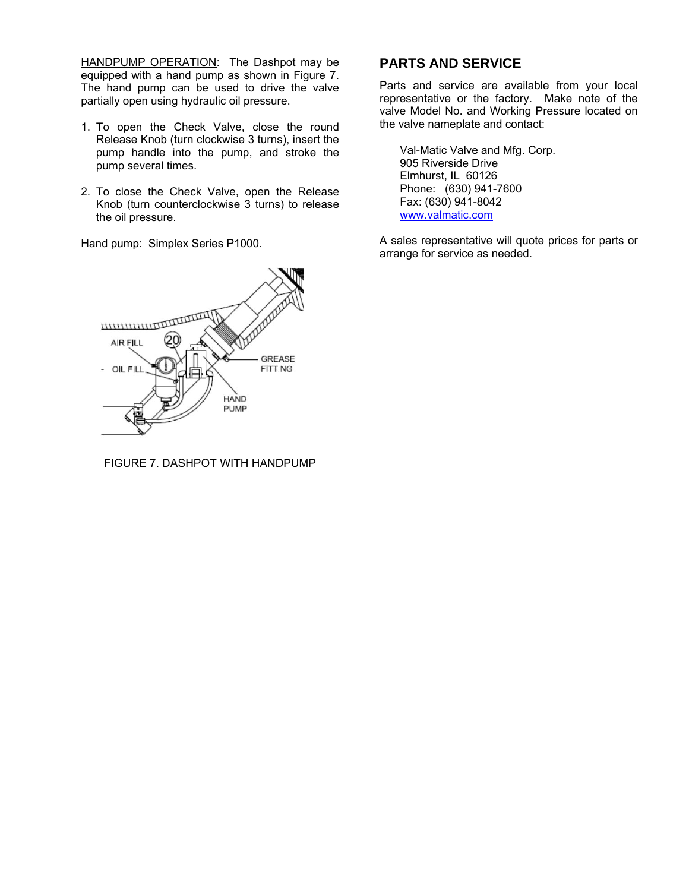HANDPUMP OPERATION: The Dashpot may be equipped with a hand pump as shown in Figure 7. The hand pump can be used to drive the valve partially open using hydraulic oil pressure.

1. To open the Check Valve, close the round Release Knob (turn clockwise 3 turns), insert the pump handle into the pump, and stroke the pump several times.

2. To close the Check Valve, open the Release Knob (turn counterclockwise 3 turns) to release the oil pressure.

Hand pump: Simplex Series P1000.

FIGURE 7. DASHPOT WITH HANDPUMP

## PARTS AND SERVICE

Parts and service are available from your local representative or the factory. Make note of the valve Model No. and Working Pressure located on the valve nameplate and contact:

Val-Matic Valve and Mfg. Corp.
905 Riverside Drive
Elmhurst, IL 60126
Phone: (630) 941-7600
Fax: (630) 941-8042
www.valmatic.com

A sales representative will quote prices for parts or arrange for service as needed.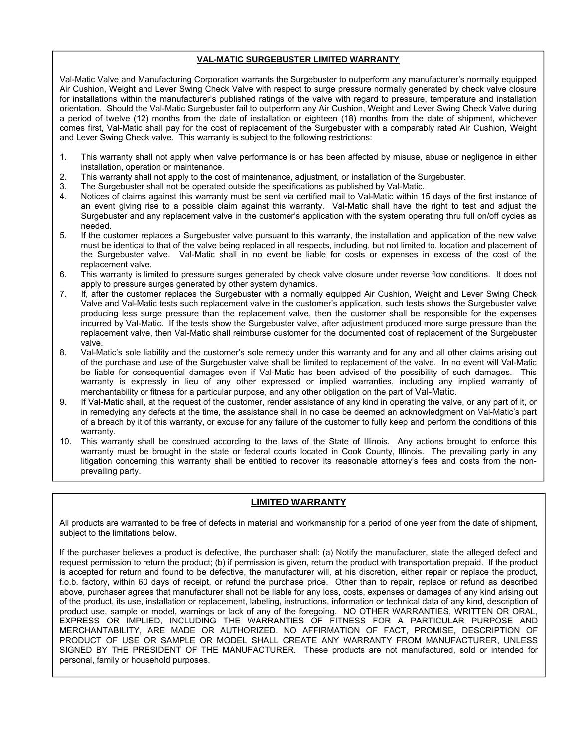## VAL-MATIC SURGEBUSTER LIMITED WARRANTY

Val-Matic Valve and Manufacturing Corporation warrants the Surgebuster to outperform any manufacturer's normally equipped Air Cushion, Weight and Lever Swing Check Valve with respect to surge pressure normally generated by check valve closure for installations within the manufacturer's published ratings of the valve with regard to pressure, temperature and installation orientation. Should the Val-Matic Surgebuster fail to outperform any Air Cushion, Weight and Lever Swing Check Valve during a period of twelve (12) months from the date of installation or eighteen (18) months from the date of shipment, whichever comes first, Val-Matic shall pay for the cost of replacement of the Surgebuster with a comparably rated Air Cushion, Weight and Lever Swing Check valve. This warranty is subject to the following restrictions:

1. This warranty shall not apply when valve performance is or has been affected by misuse, abuse or negligence in either installation, operation or maintenance.
2. This warranty shall not apply to the cost of maintenance, adjustment, or installation of the Surgebuster.
3. The Surgebuster shall not be operated outside the specifications as published by Val-Matic.
4. Notices of claims against this warranty must be sent via certified mail to Val-Matic within 15 days of the first instance of an event giving rise to a possible claim against this warranty. Val-Matic shall have the right to test and adjust the Surgebuster and any replacement valve in the customer's application with the system operating thru full on/off cycles as needed.
5. If the customer replaces a Surgebuster valve pursuant to this warranty, the installation and application of the new valve must be identical to that of the valve being replaced in all respects, including, but not limited to, location and placement of the Surgebuster valve. Val-Matic shall in no event be liable for costs or expenses in excess of the cost of the replacement valve.
6. This warranty is limited to pressure surges generated by check valve closure under reverse flow conditions. It does not apply to pressure surges generated by other system dynamics.
7. If, after the customer replaces the Surgebuster with a normally equipped Air Cushion, Weight and Lever Swing Check Valve and Val-Matic tests such replacement valve in the customer's application, such tests shows the Surgebuster valve producing less surge pressure than the replacement valve, then the customer shall be responsible for the expenses incurred by Val-Matic. If the tests show the Surgebuster valve, after adjustment produced more surge pressure than the replacement valve, then Val-Matic shall reimburse customer for the documented cost of replacement of the Surgebuster valve.
8. Val-Matic's sole liability and the customer's sole remedy under this warranty and for any and all other claims arising out of the purchase and use of the Surgebuster valve shall be limited to replacement of the valve. In no event will Val-Matic be liable for consequential damages even if Val-Matic has been advised of the possibility of such damages. This warranty is expressly in lieu of any other expressed or implied warranties, including any implied warranty of merchantability or fitness for a particular purpose, and any other obligation on the part of Val-Matic.
9. If Val-Matic shall, at the request of the customer, render assistance of any kind in operating the valve, or any part of it, or in remedying any defects at the time, the assistance shall in no case be deemed an acknowledgment on Val-Matic's part of a breach by it of this warranty, or excuse for any failure of the customer to fully keep and perform the conditions of this warranty.
10. This warranty shall be construed according to the laws of the State of Illinois. Any actions brought to enforce this warranty must be brought in the state or federal courts located in Cook County, Illinois. The prevailing party in any litigation concerning this warranty shall be entitled to recover its reasonable attorney's fees and costs from the non-prevailing party.

## LIMITED WARRANTY

All products are warranted to be free of defects in material and workmanship for a period of one year from the date of shipment, subject to the limitations below.

If the purchaser believes a product is defective, the purchaser shall: (a) Notify the manufacturer, state the alleged defect and request permission to return the product; (b) if permission is given, return the product with transportation prepaid. If the product is accepted for return and found to be defective, the manufacturer will, at his discretion, either repair or replace the product, f.o.b. factory, within 60 days of receipt, or refund the purchase price. Other than to repair, replace or refund as described above, purchaser agrees that manufacturer shall not be liable for any loss, costs, expenses or damages of any kind arising out of the product, its use, installation or replacement, labeling, instructions, information or technical data of any kind, description of product use, sample or model, warnings or lack of any of the foregoing. NO OTHER WARRANTIES, WRITTEN OR ORAL, EXPRESS OR IMPLIED, INCLUDING THE WARRANTIES OF FITNESS FOR A PARTICULAR PURPOSE AND MERCHANTABILITY, ARE MADE OR AUTHORIZED. NO AFFIRMATION OF FACT, PROMISE, DESCRIPTION OF PRODUCT OF USE OR SAMPLE OR MODEL SHALL CREATE ANY WARRANTY FROM MANUFACTURER, UNLESS SIGNED BY THE PRESIDENT OF THE MANUFACTURER. These products are not manufactured, sold or intended for personal, family or household purposes.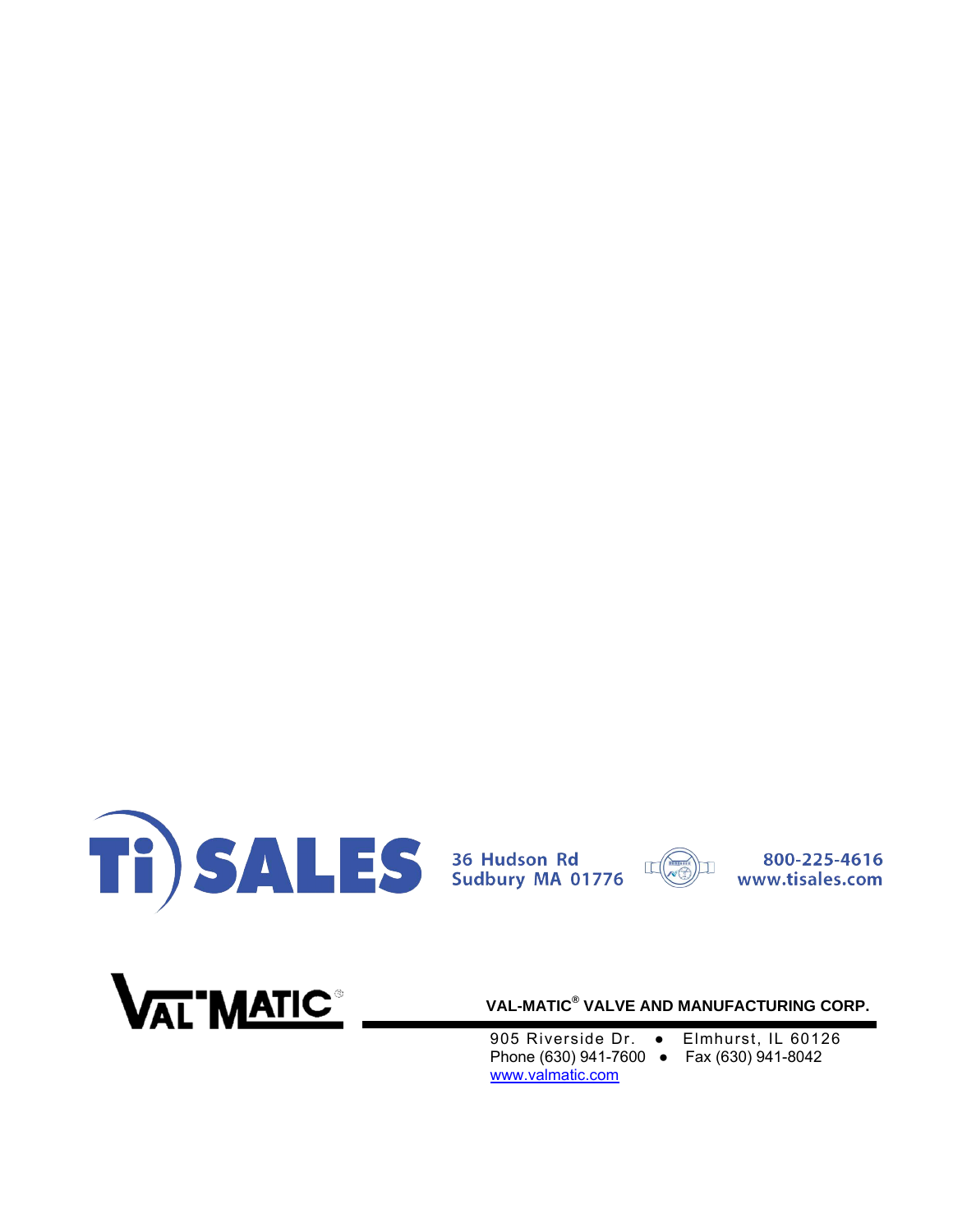Ti SALES

36 Hudson Rd
Sudbury MA 01776

800-225-4616
www.tisales.com

VAL-MATIC

**VAL-MATIC® VALVE AND MANUFACTURING CORP.**

905 Riverside Dr. ● Elmhurst, IL 60126
Phone (630) 941-7600 ● Fax (630) 941-8042
www.valmatic.com